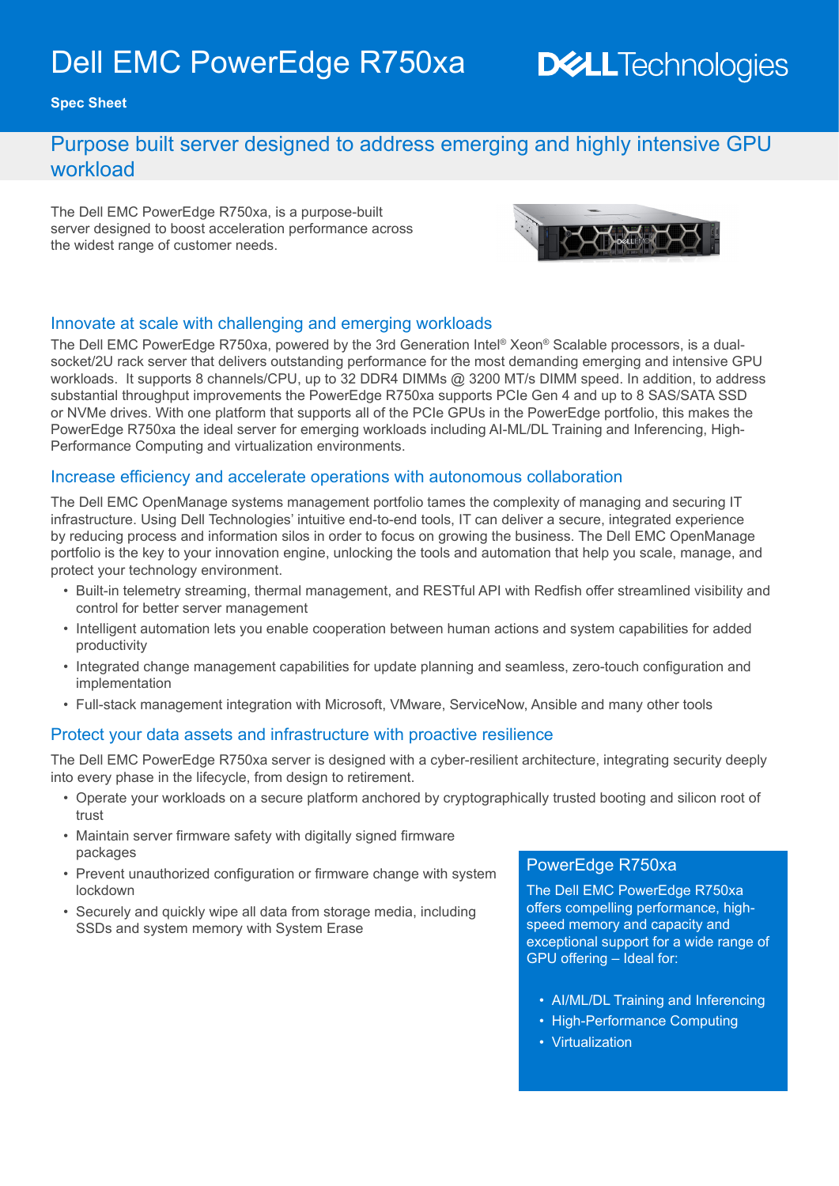# Dell EMC PowerEdge R750xa

**Spec Sheet**

## Purpose built server designed to address emerging and highly intensive GPU workload

The Dell EMC PowerEdge R750xa, is a purpose-built server designed to boost acceleration performance across the widest range of customer needs.

### Innovate at scale with challenging and emerging workloads

The Dell EMC PowerEdge R750xa, powered by the 3rd Generation Intel® Xeon® Scalable processors, is a dual-socket/2U rack server that delivers outstanding performance for the most demanding emerging and intensive GPU workloads. It supports 8 channels/CPU, up to 32 DDR4 DIMMs @ 3200 MT/s DIMM speed. In addition, to address substantial throughput improvements the PowerEdge R750xa supports PCIe Gen 4 and up to 8 SAS/SATA SSD or NVMe drives. With one platform that supports all of the PCIe GPUs in the PowerEdge portfolio, this makes the PowerEdge R750xa the ideal server for emerging workloads including AI-ML/DL Training and Inferencing, High-Performance Computing and virtualization environments.

### Increase efficiency and accelerate operations with autonomous collaboration

The Dell EMC OpenManage systems management portfolio tames the complexity of managing and securing IT infrastructure. Using Dell Technologies' intuitive end-to-end tools, IT can deliver a secure, integrated experience by reducing process and information silos in order to focus on growing the business. The Dell EMC OpenManage portfolio is the key to your innovation engine, unlocking the tools and automation that help you scale, manage, and protect your technology environment.

- Built-in telemetry streaming, thermal management, and RESTful API with Redfish offer streamlined visibility and control for better server management
- Intelligent automation lets you enable cooperation between human actions and system capabilities for added productivity
- Integrated change management capabilities for update planning and seamless, zero-touch configuration and implementation
- Full-stack management integration with Microsoft, VMware, ServiceNow, Ansible and many other tools

### Protect your data assets and infrastructure with proactive resilience

The Dell EMC PowerEdge R750xa server is designed with a cyber-resilient architecture, integrating security deeply into every phase in the lifecycle, from design to retirement.

- Operate your workloads on a secure platform anchored by cryptographically trusted booting and silicon root of trust
- Maintain server firmware safety with digitally signed firmware packages
- Prevent unauthorized configuration or firmware change with system lockdown
- Securely and quickly wipe all data from storage media, including SSDs and system memory with System Erase

### PowerEdge R750xa

The Dell EMC PowerEdge R750xa offers compelling performance, high-speed memory and capacity and exceptional support for a wide range of GPU offering – Ideal for:

- AI/ML/DL Training and Inferencing
- High-Performance Computing
- Virtualization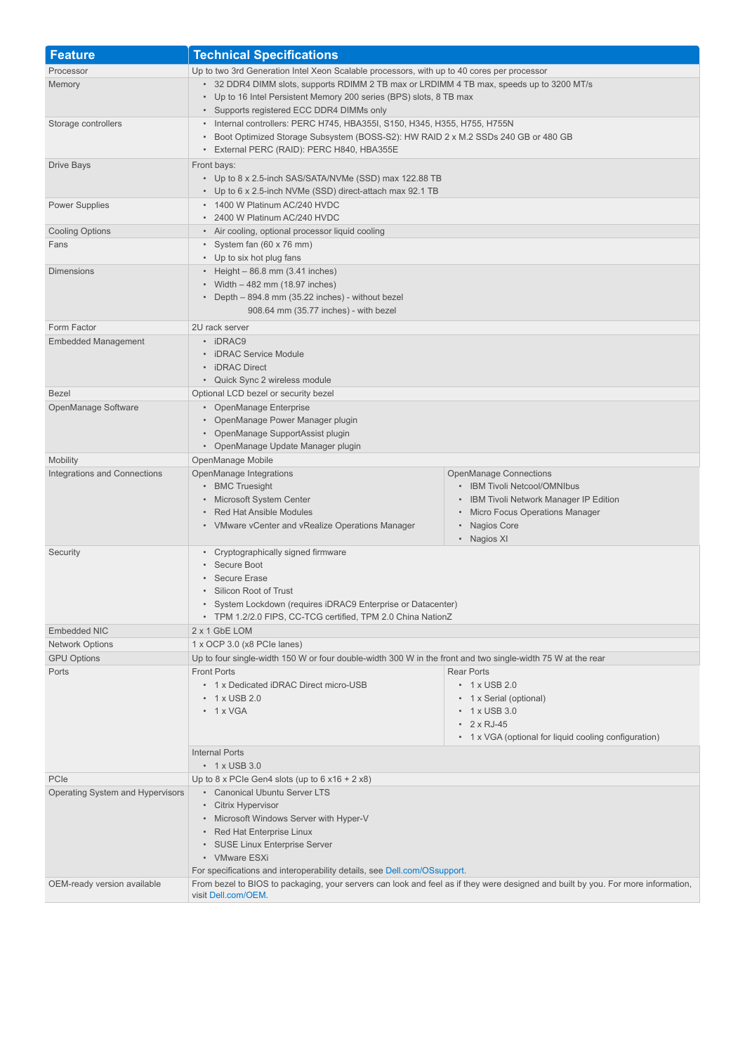| Feature | Technical Specifications |
|---|---|
| Processor | Up to two 3rd Generation Intel Xeon Scalable processors, with up to 40 cores per processor |
| Memory | • 32 DDR4 DIMM slots, supports RDIMM 2 TB max or LRDIMM 4 TB max, speeds up to 3200 MT/s<br>• Up to 16 Intel Persistent Memory 200 series (BPS) slots, 8 TB max<br>• Supports registered ECC DDR4 DIMMs only |
| Storage controllers | • Internal controllers: PERC H745, HBA355I, S150, H345, H355, H755, H755N<br>• Boot Optimized Storage Subsystem (BOSS-S2): HW RAID 2 x M.2 SSDs 240 GB or 480 GB<br>• External PERC (RAID): PERC H840, HBA355E |
| Drive Bays | Front bays:<br>• Up to 8 x 2.5-inch SAS/SATA/NVMe (SSD) max 122.88 TB<br>• Up to 6 x 2.5-inch NVMe (SSD) direct-attach max 92.1 TB |
| Power Supplies | • 1400 W Platinum AC/240 HVDC<br>• 2400 W Platinum AC/240 HVDC |
| Cooling Options | • Air cooling, optional processor liquid cooling |
| Fans | • System fan (60 x 76 mm)<br>• Up to six hot plug fans |
| Dimensions | • Height – 86.8 mm (3.41 inches)<br>• Width – 482 mm (18.97 inches)<br>• Depth – 894.8 mm (35.22 inches) - without bezel<br>908.64 mm (35.77 inches) - with bezel |
| Form Factor | 2U rack server |
| Embedded Management | • iDRAC9<br>• iDRAC Service Module<br>• iDRAC Direct<br>• Quick Sync 2 wireless module |
| Bezel | Optional LCD bezel or security bezel |
| OpenManage Software | • OpenManage Enterprise<br>• OpenManage Power Manager plugin<br>• OpenManage SupportAssist plugin<br>• OpenManage Update Manager plugin |
| Mobility | OpenManage Mobile |
| Integrations and Connections | OpenManage Integrations<br>• BMC Truesight<br>• Microsoft System Center<br>• Red Hat Ansible Modules<br>• VMware vCenter and vRealize Operations Manager<br><br>OpenManage Connections<br>• IBM Tivoli Netcool/OMNIbus<br>• IBM Tivoli Network Manager IP Edition<br>• Micro Focus Operations Manager<br>• Nagios Core<br>• Nagios XI |
| Security | • Cryptographically signed firmware<br>• Secure Boot<br>• Secure Erase<br>• Silicon Root of Trust<br>• System Lockdown (requires iDRAC9 Enterprise or Datacenter)<br>• TPM 1.2/2.0 FIPS, CC-TCG certified, TPM 2.0 China NationZ |
| Embedded NIC | 2 x 1 GbE LOM |
| Network Options | 1 x OCP 3.0 (x8 PCIe lanes) |
| GPU Options | Up to four single-width 150 W or four double-width 300 W in the front and two single-width 75 W at the rear |
| Ports | Front Ports<br>• 1 x Dedicated iDRAC Direct micro-USB<br>• 1 x USB 2.0<br>• 1 x VGA<br><br>Rear Ports<br>• 1 x USB 2.0<br>• 1 x Serial (optional)<br>• 1 x USB 3.0<br>• 2 x RJ-45<br>• 1 x VGA (optional for liquid cooling configuration)<br><br>Internal Ports<br>• 1 x USB 3.0 |
| PCIe | Up to 8 x PCIe Gen4 slots (up to 6 x16 + 2 x8) |
| Operating System and Hypervisors | • Canonical Ubuntu Server LTS<br>• Citrix Hypervisor<br>• Microsoft Windows Server with Hyper-V<br>• Red Hat Enterprise Linux<br>• SUSE Linux Enterprise Server<br>• VMware ESXi<br>For specifications and interoperability details, see Dell.com/OSsupport. |
| OEM-ready version available | From bezel to BIOS to packaging, your servers can look and feel as if they were designed and built by you. For more information, visit Dell.com/OEM. |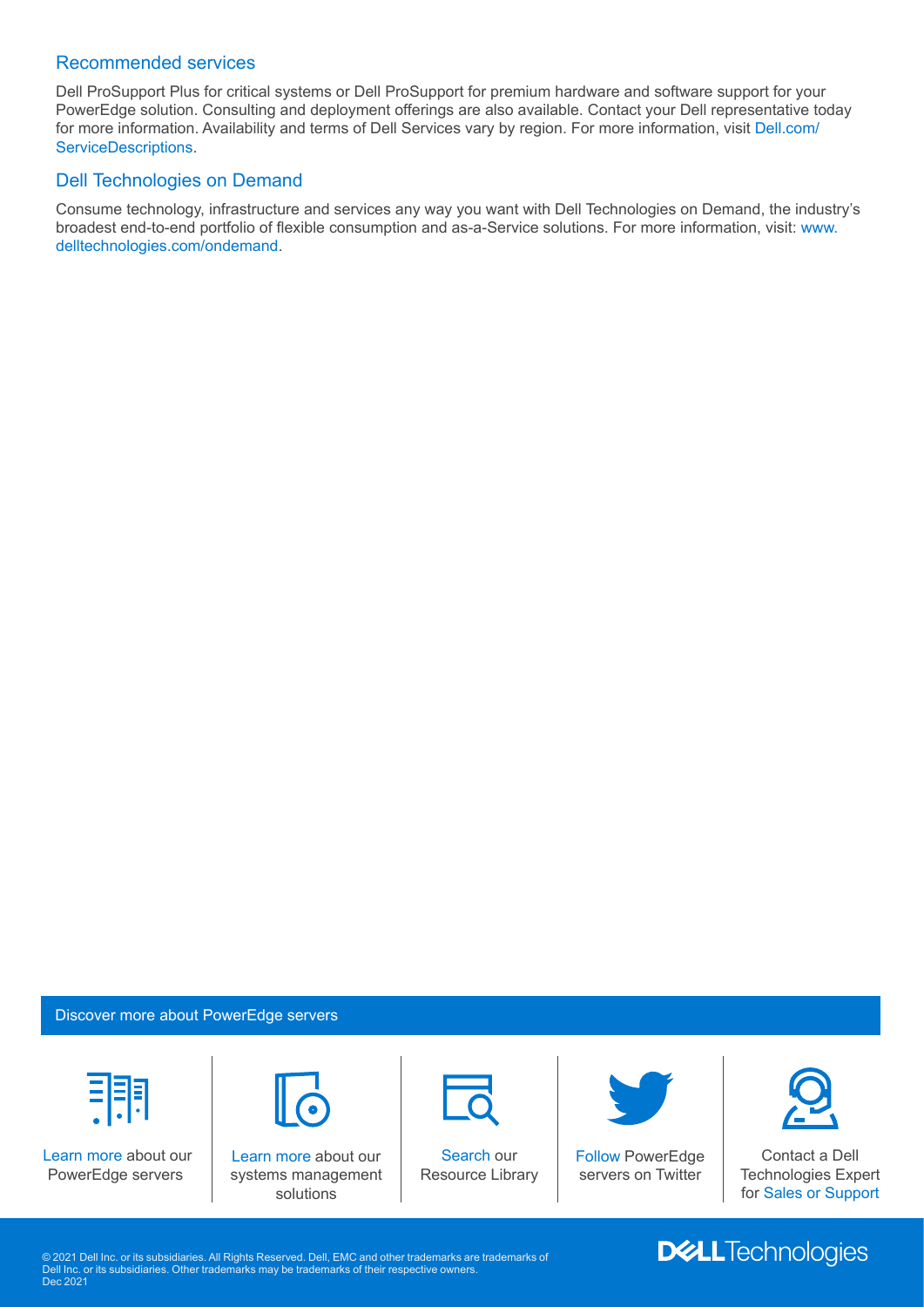## Recommended services

Dell ProSupport Plus for critical systems or Dell ProSupport for premium hardware and software support for your PowerEdge solution. Consulting and deployment offerings are also available. Contact your Dell representative today for more information. Availability and terms of Dell Services vary by region. For more information, visit Dell.com/ServiceDescriptions.

## Dell Technologies on Demand

Consume technology, infrastructure and services any way you want with Dell Technologies on Demand, the industry's broadest end-to-end portfolio of flexible consumption and as-a-Service solutions. For more information, visit: www.delltechnologies.com/ondemand.

**Discover more about PowerEdge servers**

Learn more about our PowerEdge servers

Learn more about our systems management solutions

Search our Resource Library

Follow PowerEdge servers on Twitter

Contact a Dell Technologies Expert for Sales or Support

© 2021 Dell Inc. or its subsidiaries. All Rights Reserved. Dell, EMC and other trademarks are trademarks of Dell Inc. or its subsidiaries. Other trademarks may be trademarks of their respective owners.
Dec 2021

DELL Technologies